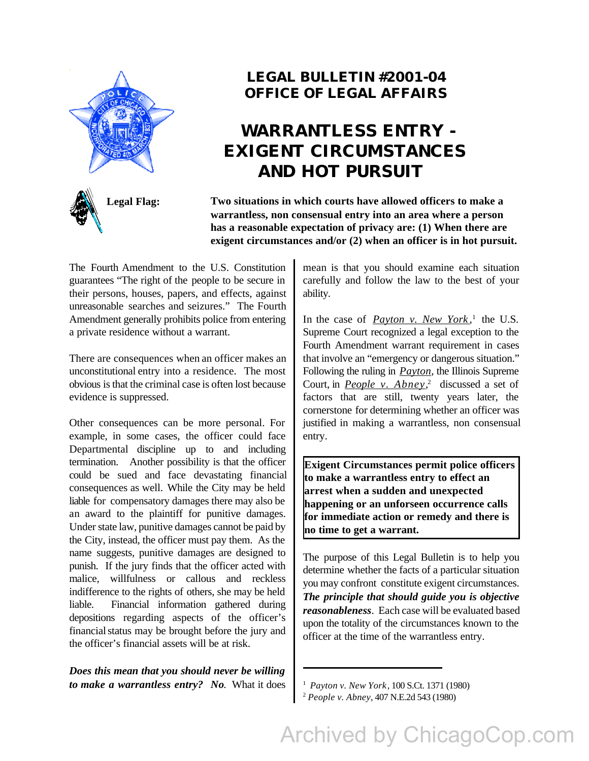# LEGAL BULLETIN #2001-04
# OFFICE OF LEGAL AFFAIRS

## WARRANTLESS ENTRY - EXIGENT CIRCUMSTANCES AND HOT PURSUIT

**Legal Flag:** **Two situations in which courts have allowed officers to make a warrantless, non consensual entry into an area where a person has a reasonable expectation of privacy are: (1) When there are exigent circumstances and/or (2) when an officer is in hot pursuit.**

The Fourth Amendment to the U.S. Constitution guarantees "The right of the people to be secure in their persons, houses, papers, and effects, against unreasonable searches and seizures." The Fourth Amendment generally prohibits police from entering a private residence without a warrant.

There are consequences when an officer makes an unconstitutional entry into a residence. The most obvious is that the criminal case is often lost because evidence is suppressed.

Other consequences can be more personal. For example, in some cases, the officer could face Departmental discipline up to and including termination. Another possibility is that the officer could be sued and face devastating financial consequences as well. While the City may be held liable for compensatory damages there may also be an award to the plaintiff for punitive damages. Under state law, punitive damages cannot be paid by the City, instead, the officer must pay them. As the name suggests, punitive damages are designed to punish. If the jury finds that the officer acted with malice, willfulness or callous and reckless indifference to the rights of others, she may be held liable. Financial information gathered during depositions regarding aspects of the officer's financial status may be brought before the jury and the officer's financial assets will be at risk.

***Does this mean that you should never be willing to make a warrantless entry? No.*** What it does mean is that you should examine each situation carefully and follow the law to the best of your ability.

In the case of *Payton v. New York*,[1] the U.S. Supreme Court recognized a legal exception to the Fourth Amendment warrant requirement in cases that involve an "emergency or dangerous situation." Following the ruling in *Payton*, the Illinois Supreme Court, in *People v. Abney*,[2] discussed a set of factors that are still, twenty years later, the cornerstone for determining whether an officer was justified in making a warrantless, non consensual entry.

**Exigent Circumstances permit police officers to make a warrantless entry to effect an arrest when a sudden and unexpected happening or an unforseen occurrence calls for immediate action or remedy and there is no time to get a warrant.**

The purpose of this Legal Bulletin is to help you determine whether the facts of a particular situation you may confront constitute exigent circumstances. ***The principle that should guide you is objective reasonableness***. Each case will be evaluated based upon the totality of the circumstances known to the officer at the time of the warrantless entry.

---

[1] *Payton v. New York*, 100 S.Ct. 1371 (1980)
[2] *People v. Abney*, 407 N.E.2d 543 (1980)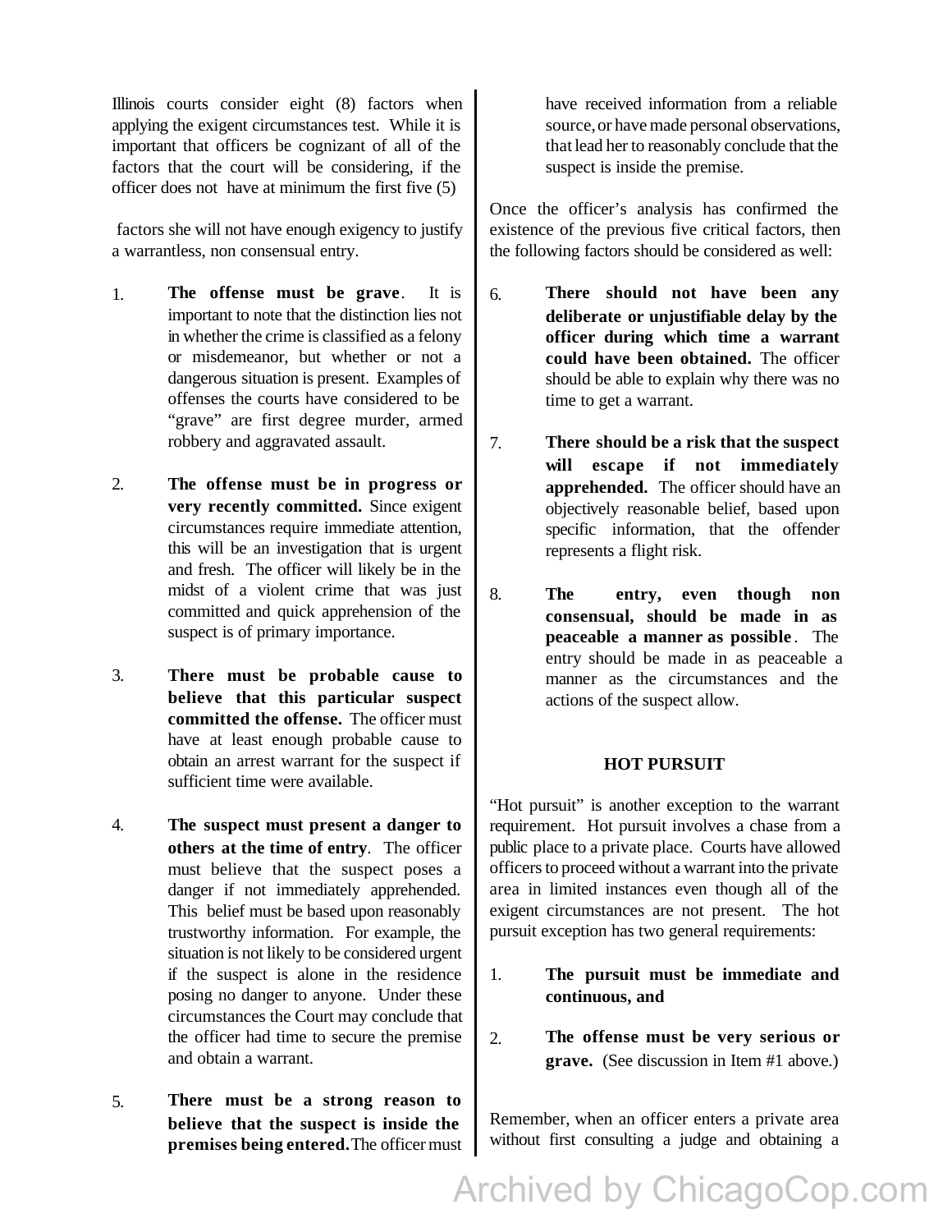Illinois courts consider eight (8) factors when applying the exigent circumstances test. While it is important that officers be cognizant of all of the factors that the court will be considering, if the officer does not have at minimum the first five (5) factors she will not have enough exigency to justify a warrantless, non consensual entry.

1. **The offense must be grave**. It is important to note that the distinction lies not in whether the crime is classified as a felony or misdemeanor, but whether or not a dangerous situation is present. Examples of offenses the courts have considered to be "grave" are first degree murder, armed robbery and aggravated assault.

2. **The offense must be in progress or very recently committed.** Since exigent circumstances require immediate attention, this will be an investigation that is urgent and fresh. The officer will likely be in the midst of a violent crime that was just committed and quick apprehension of the suspect is of primary importance.

3. **There must be probable cause to believe that this particular suspect committed the offense.** The officer must have at least enough probable cause to obtain an arrest warrant for the suspect if sufficient time were available.

4. **The suspect must present a danger to others at the time of entry**. The officer must believe that the suspect poses a danger if not immediately apprehended. This belief must be based upon reasonably trustworthy information. For example, the situation is not likely to be considered urgent if the suspect is alone in the residence posing no danger to anyone. Under these circumstances the Court may conclude that the officer had time to secure the premise and obtain a warrant.

5. **There must be a strong reason to believe that the suspect is inside the premises being entered.** The officer must have received information from a reliable source, or have made personal observations, that lead her to reasonably conclude that the suspect is inside the premise.

Once the officer's analysis has confirmed the existence of the previous five critical factors, then the following factors should be considered as well:

6. **There should not have been any deliberate or unjustifiable delay by the officer during which time a warrant could have been obtained.** The officer should be able to explain why there was no time to get a warrant.

7. **There should be a risk that the suspect will escape if not immediately apprehended.** The officer should have an objectively reasonable belief, based upon specific information, that the offender represents a flight risk.

8. **The entry, even though non consensual, should be made in as peaceable a manner as possible**. The entry should be made in as peaceable a manner as the circumstances and the actions of the suspect allow.

## HOT PURSUIT

"Hot pursuit" is another exception to the warrant requirement. Hot pursuit involves a chase from a public place to a private place. Courts have allowed officers to proceed without a warrant into the private area in limited instances even though all of the exigent circumstances are not present. The hot pursuit exception has two general requirements:

1. **The pursuit must be immediate and continuous, and**

2. **The offense must be very serious or grave.** (See discussion in Item #1 above.)

Remember, when an officer enters a private area without first consulting a judge and obtaining a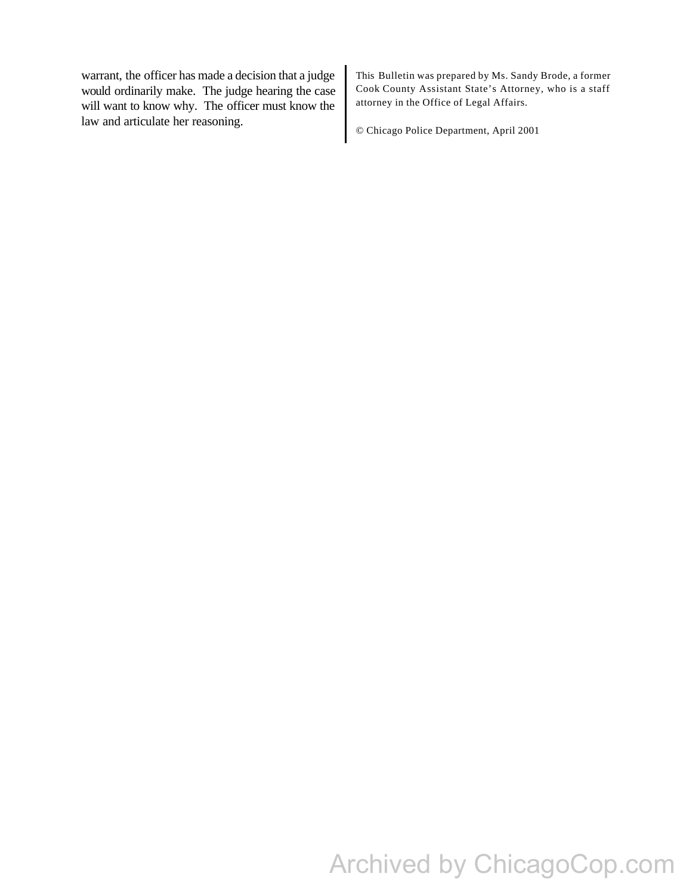warrant, the officer has made a decision that a judge would ordinarily make. The judge hearing the case will want to know why. The officer must know the law and articulate her reasoning.

This Bulletin was prepared by Ms. Sandy Brode, a former Cook County Assistant State's Attorney, who is a staff attorney in the Office of Legal Affairs.

© Chicago Police Department, April 2001